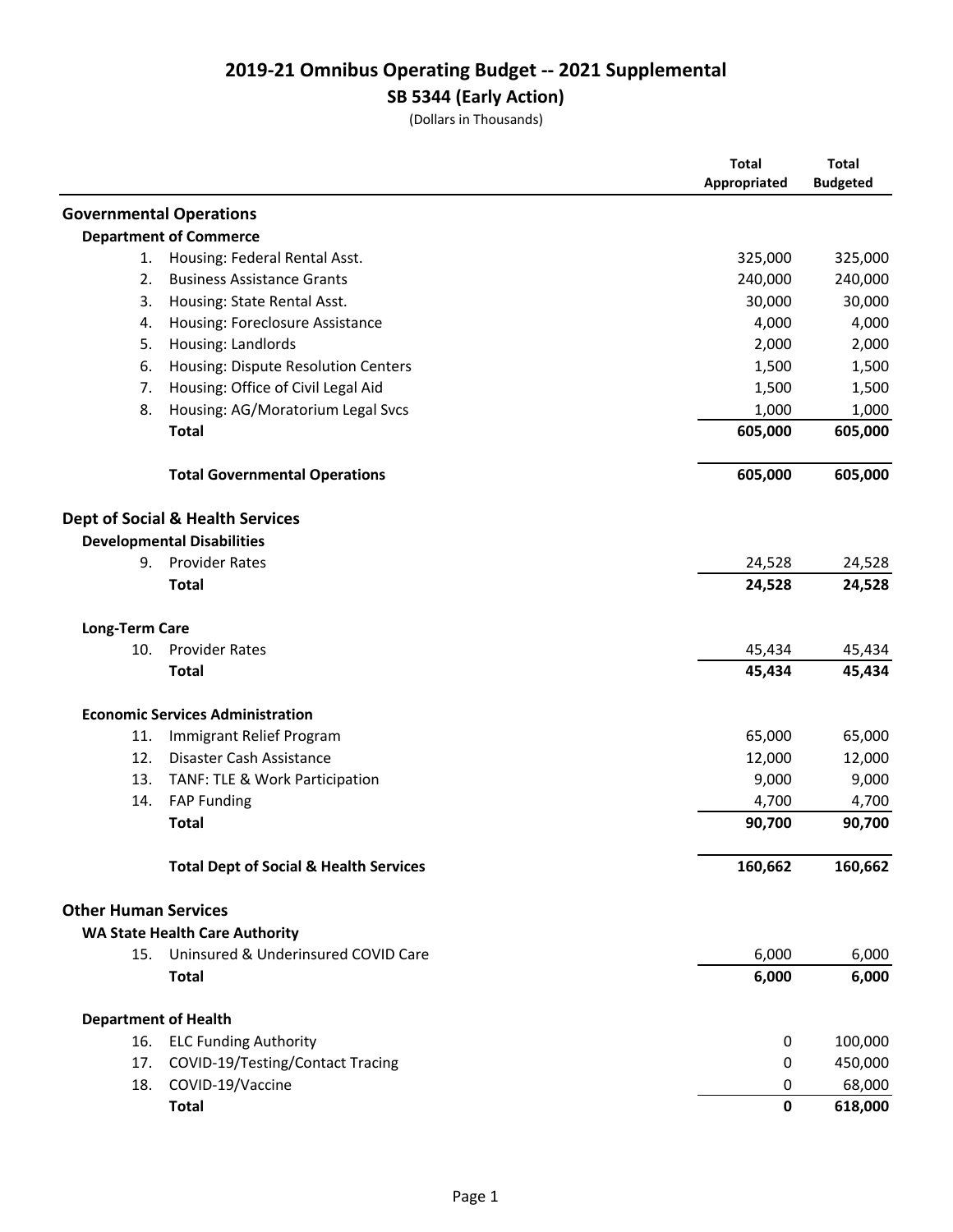# 2019-21 Omnibus Operating Budget -- 2021 Supplemental

## SB 5344 (Early Action)

(Dollars in Thousands)

| | Total Appropriated | Total Budgeted |
|---|---|---|
| **Governmental Operations** | | |
| **Department of Commerce** | | |
| 1. Housing: Federal Rental Asst. | 325,000 | 325,000 |
| 2. Business Assistance Grants | 240,000 | 240,000 |
| 3. Housing: State Rental Asst. | 30,000 | 30,000 |
| 4. Housing: Foreclosure Assistance | 4,000 | 4,000 |
| 5. Housing: Landlords | 2,000 | 2,000 |
| 6. Housing: Dispute Resolution Centers | 1,500 | 1,500 |
| 7. Housing: Office of Civil Legal Aid | 1,500 | 1,500 |
| 8. Housing: AG/Moratorium Legal Svcs | 1,000 | 1,000 |
| **Total** | **605,000** | **605,000** |
| **Total Governmental Operations** | **605,000** | **605,000** |
| **Dept of Social & Health Services** | | |
| **Developmental Disabilities** | | |
| 9. Provider Rates | 24,528 | 24,528 |
| **Total** | **24,528** | **24,528** |
| **Long-Term Care** | | |
| 10. Provider Rates | 45,434 | 45,434 |
| **Total** | **45,434** | **45,434** |
| **Economic Services Administration** | | |
| 11. Immigrant Relief Program | 65,000 | 65,000 |
| 12. Disaster Cash Assistance | 12,000 | 12,000 |
| 13. TANF: TLE & Work Participation | 9,000 | 9,000 |
| 14. FAP Funding | 4,700 | 4,700 |
| **Total** | **90,700** | **90,700** |
| **Total Dept of Social & Health Services** | **160,662** | **160,662** |
| **Other Human Services** | | |
| **WA State Health Care Authority** | | |
| 15. Uninsured & Underinsured COVID Care | 6,000 | 6,000 |
| **Total** | **6,000** | **6,000** |
| **Department of Health** | | |
| 16. ELC Funding Authority | 0 | 100,000 |
| 17. COVID-19/Testing/Contact Tracing | 0 | 450,000 |
| 18. COVID-19/Vaccine | 0 | 68,000 |
| **Total** | **0** | **618,000** |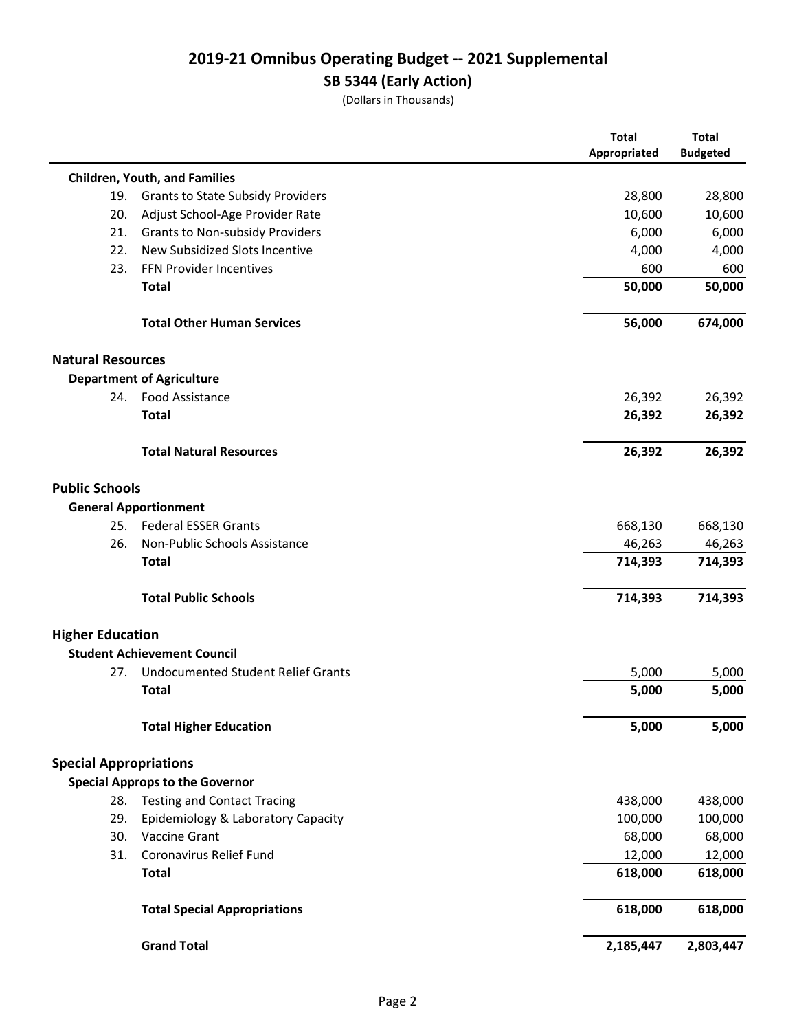# 2019-21 Omnibus Operating Budget -- 2021 Supplemental

## SB 5344 (Early Action)

(Dollars in Thousands)

| | Total Appropriated | Total Budgeted |
|---|---|---|
| **Children, Youth, and Families** | | |
| 19. Grants to State Subsidy Providers | 28,800 | 28,800 |
| 20. Adjust School-Age Provider Rate | 10,600 | 10,600 |
| 21. Grants to Non-subsidy Providers | 6,000 | 6,000 |
| 22. New Subsidized Slots Incentive | 4,000 | 4,000 |
| 23. FFN Provider Incentives | 600 | 600 |
| **Total** | **50,000** | **50,000** |
| **Total Other Human Services** | **56,000** | **674,000** |
| **Natural Resources** | | |
| **Department of Agriculture** | | |
| 24. Food Assistance | 26,392 | 26,392 |
| **Total** | **26,392** | **26,392** |
| **Total Natural Resources** | **26,392** | **26,392** |
| **Public Schools** | | |
| **General Apportionment** | | |
| 25. Federal ESSER Grants | 668,130 | 668,130 |
| 26. Non-Public Schools Assistance | 46,263 | 46,263 |
| **Total** | **714,393** | **714,393** |
| **Total Public Schools** | **714,393** | **714,393** |
| **Higher Education** | | |
| **Student Achievement Council** | | |
| 27. Undocumented Student Relief Grants | 5,000 | 5,000 |
| **Total** | **5,000** | **5,000** |
| **Total Higher Education** | **5,000** | **5,000** |
| **Special Appropriations** | | |
| **Special Approps to the Governor** | | |
| 28. Testing and Contact Tracing | 438,000 | 438,000 |
| 29. Epidemiology & Laboratory Capacity | 100,000 | 100,000 |
| 30. Vaccine Grant | 68,000 | 68,000 |
| 31. Coronavirus Relief Fund | 12,000 | 12,000 |
| **Total** | **618,000** | **618,000** |
| **Total Special Appropriations** | **618,000** | **618,000** |
| **Grand Total** | **2,185,447** | **2,803,447** |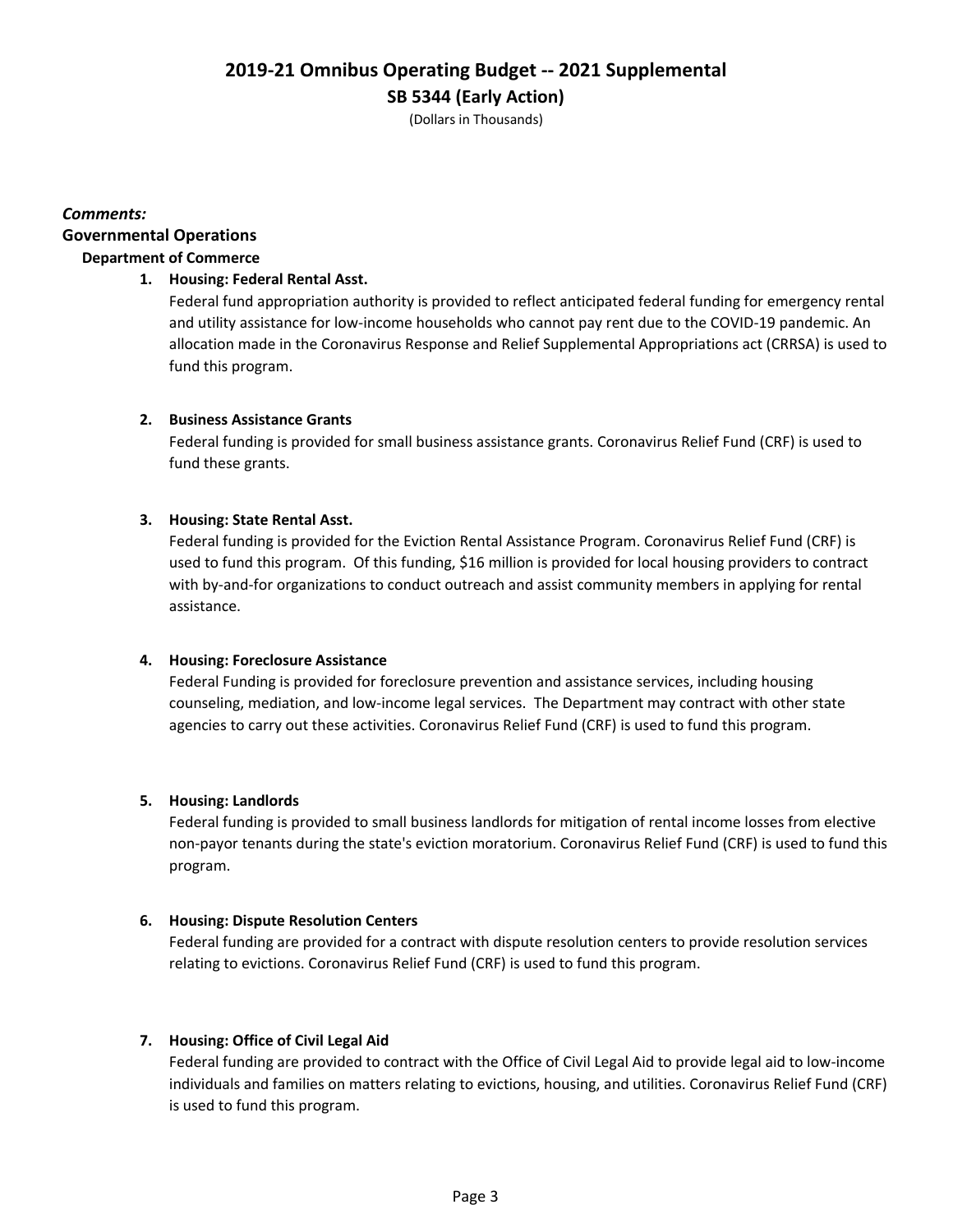# 2019-21 Omnibus Operating Budget -- 2021 Supplemental

## SB 5344 (Early Action)

(Dollars in Thousands)

***Comments:***

### Governmental Operations

#### Department of Commerce

1. **Housing: Federal Rental Asst.**
   Federal fund appropriation authority is provided to reflect anticipated federal funding for emergency rental and utility assistance for low-income households who cannot pay rent due to the COVID-19 pandemic. An allocation made in the Coronavirus Response and Relief Supplemental Appropriations act (CRRSA) is used to fund this program.

2. **Business Assistance Grants**
   Federal funding is provided for small business assistance grants. Coronavirus Relief Fund (CRF) is used to fund these grants.

3. **Housing: State Rental Asst.**
   Federal funding is provided for the Eviction Rental Assistance Program. Coronavirus Relief Fund (CRF) is used to fund this program. Of this funding, $16 million is provided for local housing providers to contract with by-and-for organizations to conduct outreach and assist community members in applying for rental assistance.

4. **Housing: Foreclosure Assistance**
   Federal Funding is provided for foreclosure prevention and assistance services, including housing counseling, mediation, and low-income legal services. The Department may contract with other state agencies to carry out these activities. Coronavirus Relief Fund (CRF) is used to fund this program.

5. **Housing: Landlords**
   Federal funding is provided to small business landlords for mitigation of rental income losses from elective non-payor tenants during the state's eviction moratorium. Coronavirus Relief Fund (CRF) is used to fund this program.

6. **Housing: Dispute Resolution Centers**
   Federal funding are provided for a contract with dispute resolution centers to provide resolution services relating to evictions. Coronavirus Relief Fund (CRF) is used to fund this program.

7. **Housing: Office of Civil Legal Aid**
   Federal funding are provided to contract with the Office of Civil Legal Aid to provide legal aid to low-income individuals and families on matters relating to evictions, housing, and utilities. Coronavirus Relief Fund (CRF) is used to fund this program.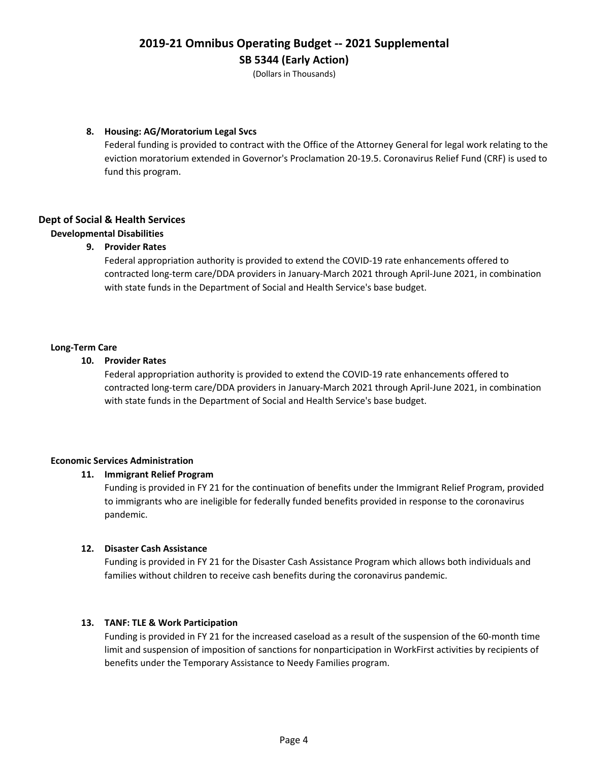**8. Housing: AG/Moratorium Legal Svcs**

Federal funding is provided to contract with the Office of the Attorney General for legal work relating to the eviction moratorium extended in Governor's Proclamation 20-19.5. Coronavirus Relief Fund (CRF) is used to fund this program.

## Dept of Social & Health Services

### Developmental Disabilities

**9. Provider Rates**

Federal appropriation authority is provided to extend the COVID-19 rate enhancements offered to contracted long-term care/DDA providers in January-March 2021 through April-June 2021, in combination with state funds in the Department of Social and Health Service's base budget.

### Long-Term Care

**10. Provider Rates**

Federal appropriation authority is provided to extend the COVID-19 rate enhancements offered to contracted long-term care/DDA providers in January-March 2021 through April-June 2021, in combination with state funds in the Department of Social and Health Service's base budget.

### Economic Services Administration

**11. Immigrant Relief Program**

Funding is provided in FY 21 for the continuation of benefits under the Immigrant Relief Program, provided to immigrants who are ineligible for federally funded benefits provided in response to the coronavirus pandemic.

**12. Disaster Cash Assistance**

Funding is provided in FY 21 for the Disaster Cash Assistance Program which allows both individuals and families without children to receive cash benefits during the coronavirus pandemic.

**13. TANF: TLE & Work Participation**

Funding is provided in FY 21 for the increased caseload as a result of the suspension of the 60-month time limit and suspension of imposition of sanctions for nonparticipation in WorkFirst activities by recipients of benefits under the Temporary Assistance to Needy Families program.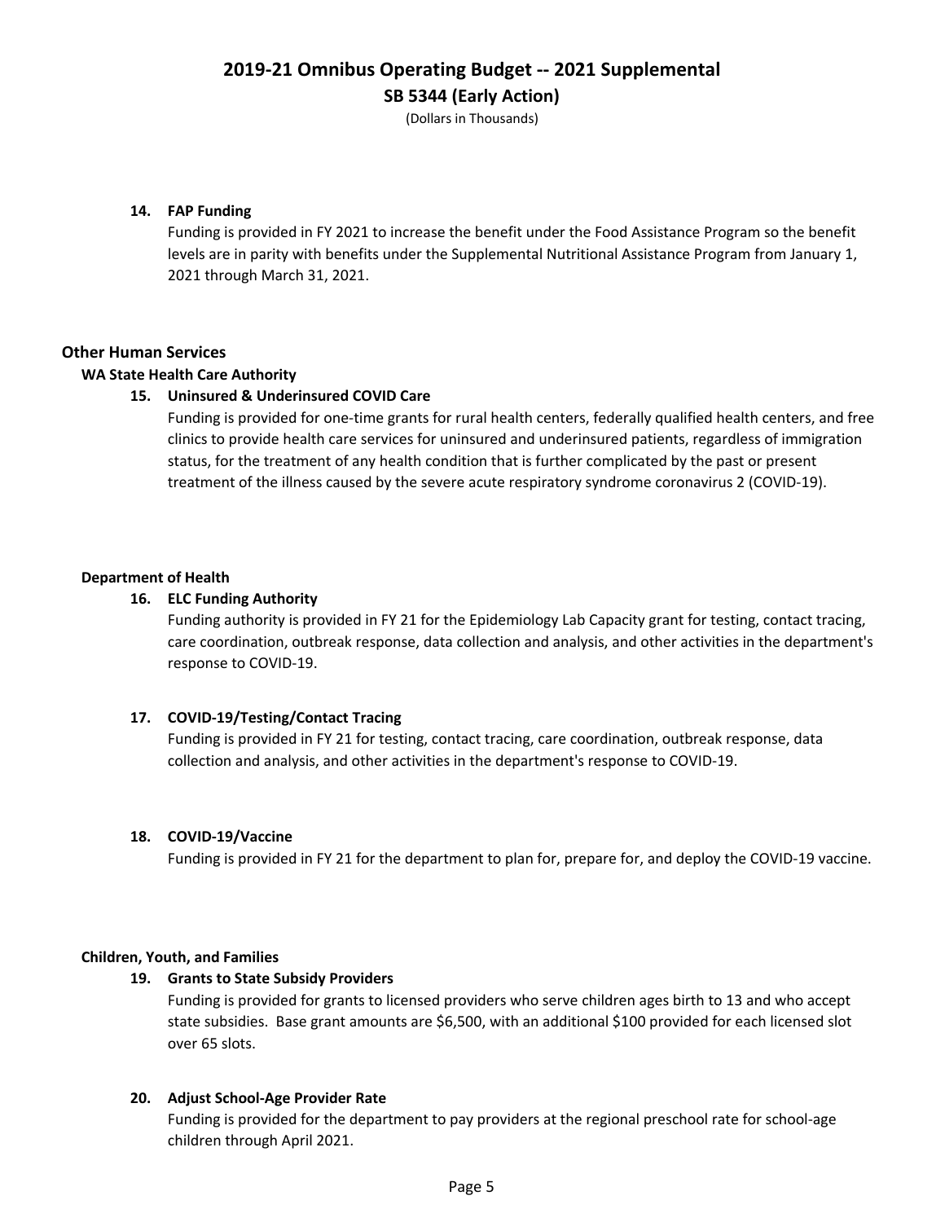**14. FAP Funding**

Funding is provided in FY 2021 to increase the benefit under the Food Assistance Program so the benefit levels are in parity with benefits under the Supplemental Nutritional Assistance Program from January 1, 2021 through March 31, 2021.

## Other Human Services

### WA State Health Care Authority

**15. Uninsured & Underinsured COVID Care**

Funding is provided for one-time grants for rural health centers, federally qualified health centers, and free clinics to provide health care services for uninsured and underinsured patients, regardless of immigration status, for the treatment of any health condition that is further complicated by the past or present treatment of the illness caused by the severe acute respiratory syndrome coronavirus 2 (COVID-19).

### Department of Health

**16. ELC Funding Authority**

Funding authority is provided in FY 21 for the Epidemiology Lab Capacity grant for testing, contact tracing, care coordination, outbreak response, data collection and analysis, and other activities in the department's response to COVID-19.

**17. COVID-19/Testing/Contact Tracing**

Funding is provided in FY 21 for testing, contact tracing, care coordination, outbreak response, data collection and analysis, and other activities in the department's response to COVID-19.

**18. COVID-19/Vaccine**

Funding is provided in FY 21 for the department to plan for, prepare for, and deploy the COVID-19 vaccine.

### Children, Youth, and Families

**19. Grants to State Subsidy Providers**

Funding is provided for grants to licensed providers who serve children ages birth to 13 and who accept state subsidies. Base grant amounts are $6,500, with an additional $100 provided for each licensed slot over 65 slots.

**20. Adjust School-Age Provider Rate**

Funding is provided for the department to pay providers at the regional preschool rate for school-age children through April 2021.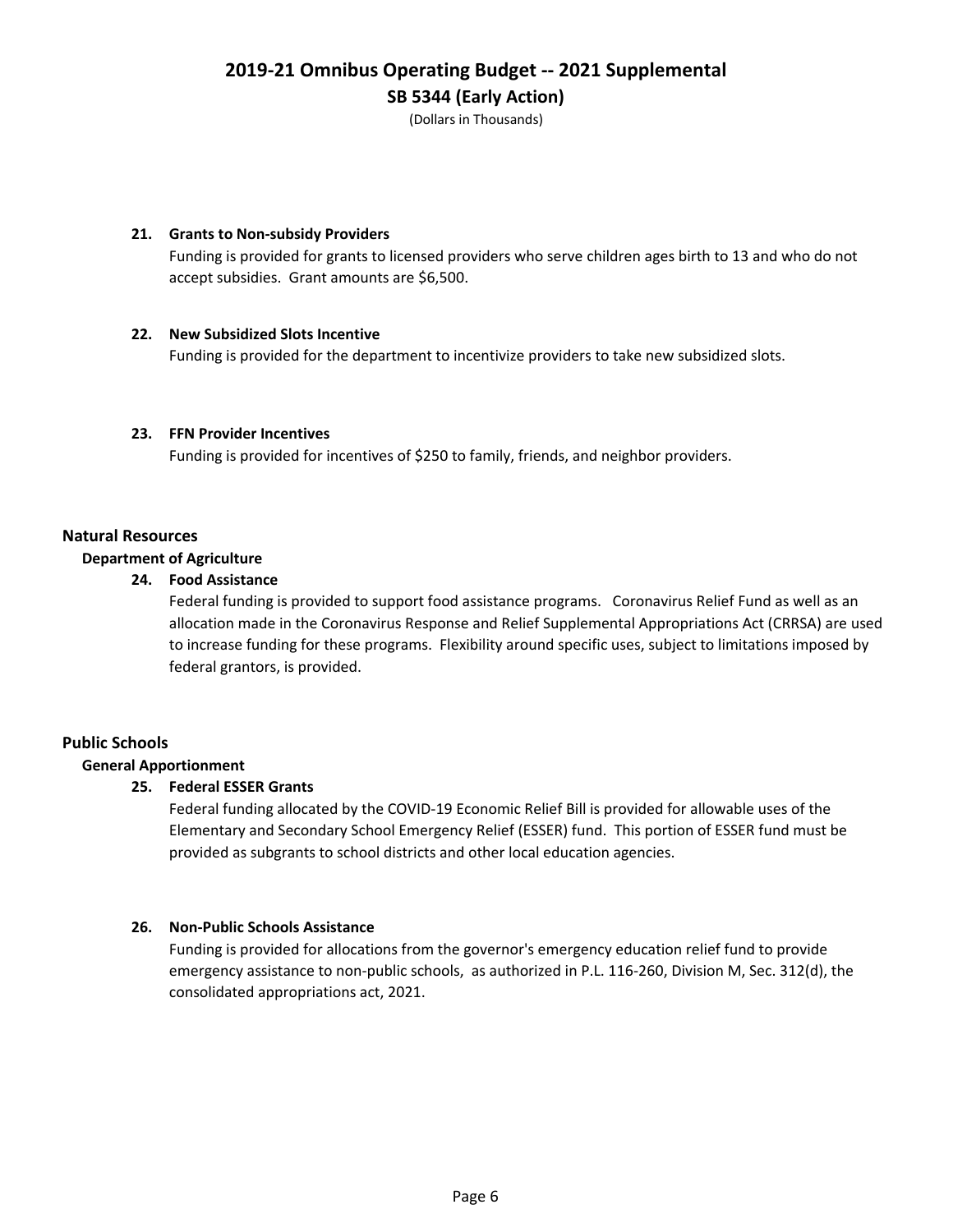**21. Grants to Non-subsidy Providers**

Funding is provided for grants to licensed providers who serve children ages birth to 13 and who do not accept subsidies. Grant amounts are $6,500.

**22. New Subsidized Slots Incentive**

Funding is provided for the department to incentivize providers to take new subsidized slots.

**23. FFN Provider Incentives**

Funding is provided for incentives of $250 to family, friends, and neighbor providers.

## Natural Resources

### Department of Agriculture

**24. Food Assistance**

Federal funding is provided to support food assistance programs. Coronavirus Relief Fund as well as an allocation made in the Coronavirus Response and Relief Supplemental Appropriations Act (CRRSA) are used to increase funding for these programs. Flexibility around specific uses, subject to limitations imposed by federal grantors, is provided.

## Public Schools

### General Apportionment

**25. Federal ESSER Grants**

Federal funding allocated by the COVID-19 Economic Relief Bill is provided for allowable uses of the Elementary and Secondary School Emergency Relief (ESSER) fund. This portion of ESSER fund must be provided as subgrants to school districts and other local education agencies.

**26. Non-Public Schools Assistance**

Funding is provided for allocations from the governor's emergency education relief fund to provide emergency assistance to non-public schools, as authorized in P.L. 116-260, Division M, Sec. 312(d), the consolidated appropriations act, 2021.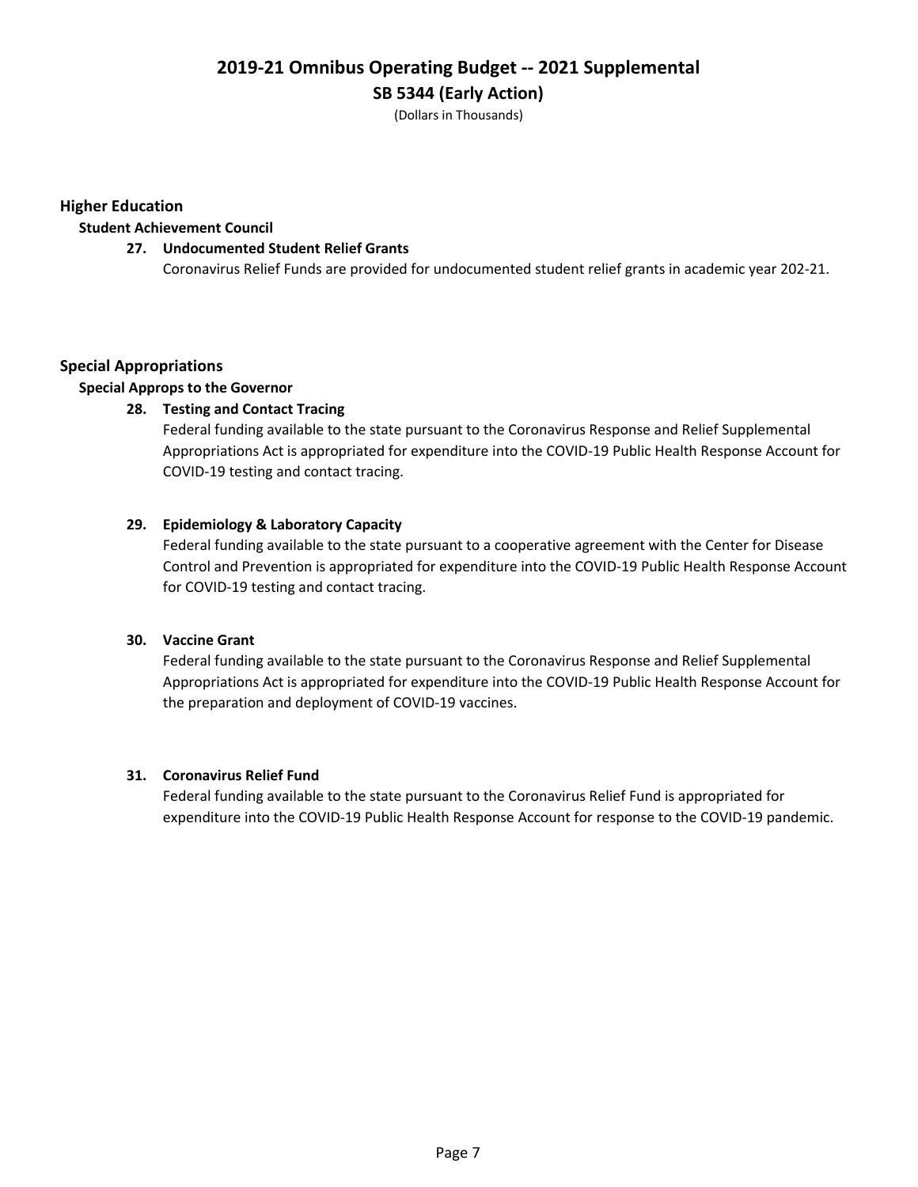## Higher Education

### Student Achievement Council

**27. Undocumented Student Relief Grants**

Coronavirus Relief Funds are provided for undocumented student relief grants in academic year 202-21.

## Special Appropriations

### Special Approps to the Governor

**28. Testing and Contact Tracing**

Federal funding available to the state pursuant to the Coronavirus Response and Relief Supplemental Appropriations Act is appropriated for expenditure into the COVID-19 Public Health Response Account for COVID-19 testing and contact tracing.

**29. Epidemiology & Laboratory Capacity**

Federal funding available to the state pursuant to a cooperative agreement with the Center for Disease Control and Prevention is appropriated for expenditure into the COVID-19 Public Health Response Account for COVID-19 testing and contact tracing.

**30. Vaccine Grant**

Federal funding available to the state pursuant to the Coronavirus Response and Relief Supplemental Appropriations Act is appropriated for expenditure into the COVID-19 Public Health Response Account for the preparation and deployment of COVID-19 vaccines.

**31. Coronavirus Relief Fund**

Federal funding available to the state pursuant to the Coronavirus Relief Fund is appropriated for expenditure into the COVID-19 Public Health Response Account for response to the COVID-19 pandemic.